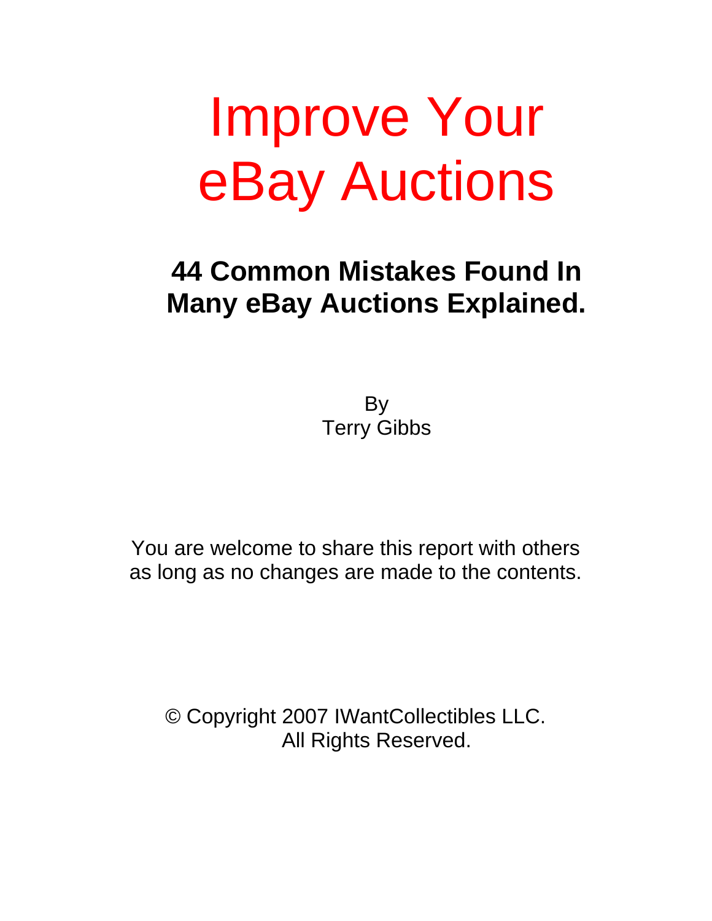# Improve Your eBay Auctions

## 44 Common Mistakes Found In Many eBay Auctions Explained.

By
Terry Gibbs

You are welcome to share this report with others as long as no changes are made to the contents.

© Copyright 2007 IWantCollectibles LLC.
All Rights Reserved.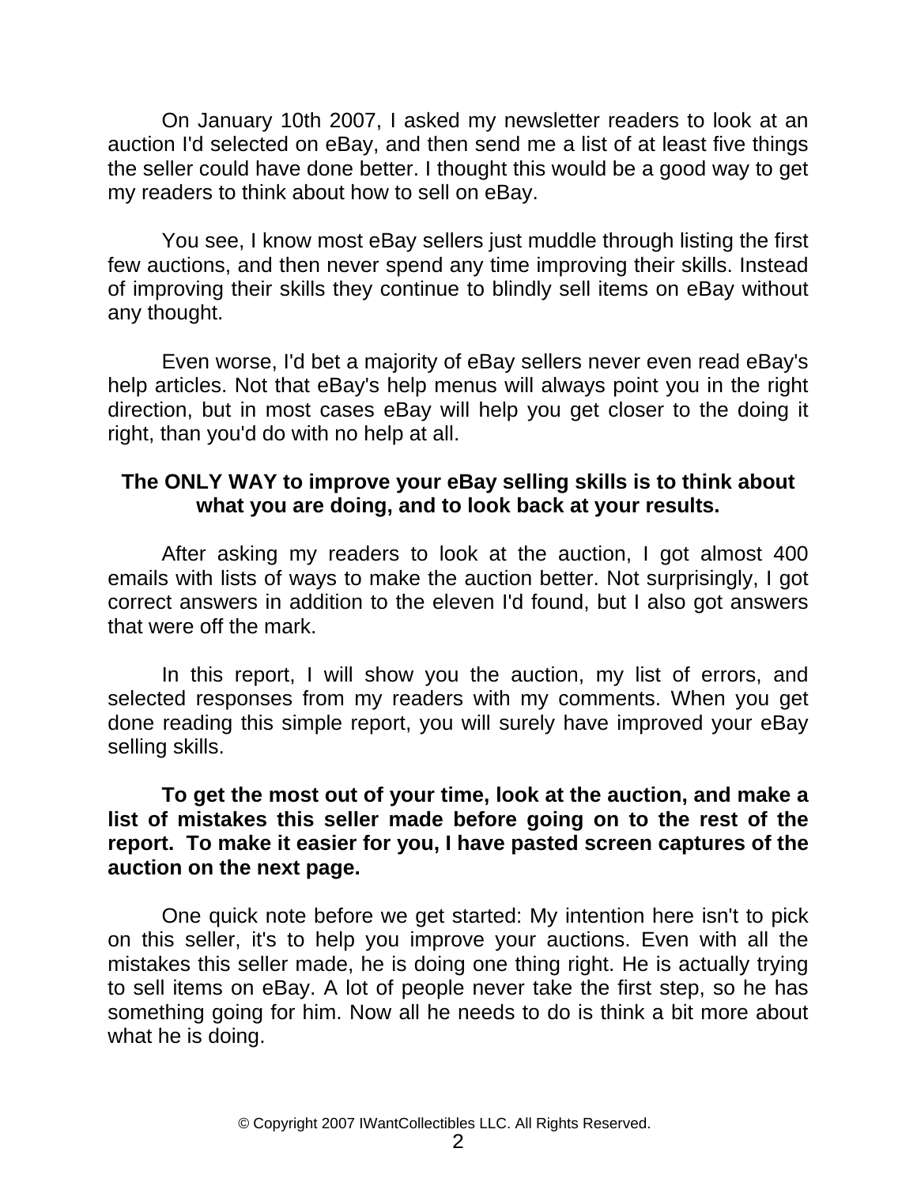On January 10th 2007, I asked my newsletter readers to look at an auction I'd selected on eBay, and then send me a list of at least five things the seller could have done better. I thought this would be a good way to get my readers to think about how to sell on eBay.

You see, I know most eBay sellers just muddle through listing the first few auctions, and then never spend any time improving their skills. Instead of improving their skills they continue to blindly sell items on eBay without any thought.

Even worse, I'd bet a majority of eBay sellers never even read eBay's help articles. Not that eBay's help menus will always point you in the right direction, but in most cases eBay will help you get closer to the doing it right, than you'd do with no help at all.

**The ONLY WAY to improve your eBay selling skills is to think about what you are doing, and to look back at your results.**

After asking my readers to look at the auction, I got almost 400 emails with lists of ways to make the auction better. Not surprisingly, I got correct answers in addition to the eleven I'd found, but I also got answers that were off the mark.

In this report, I will show you the auction, my list of errors, and selected responses from my readers with my comments. When you get done reading this simple report, you will surely have improved your eBay selling skills.

**To get the most out of your time, look at the auction, and make a list of mistakes this seller made before going on to the rest of the report. To make it easier for you, I have pasted screen captures of the auction on the next page.**

One quick note before we get started: My intention here isn't to pick on this seller, it's to help you improve your auctions. Even with all the mistakes this seller made, he is doing one thing right. He is actually trying to sell items on eBay. A lot of people never take the first step, so he has something going for him. Now all he needs to do is think a bit more about what he is doing.

© Copyright 2007 IWantCollectibles LLC. All Rights Reserved.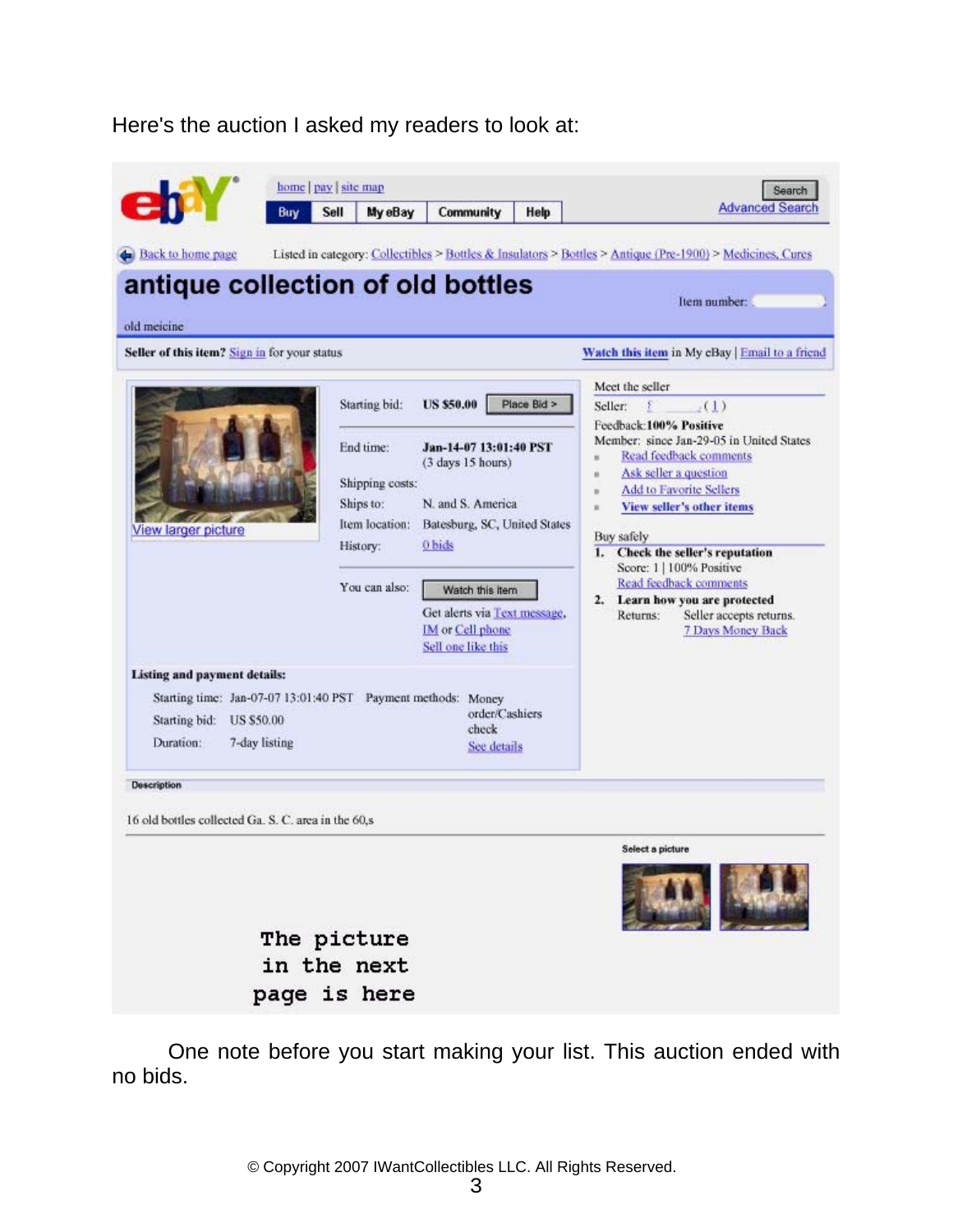Here's the auction I asked my readers to look at:

home | pay | site map

Buy | Sell | My eBay | Community | Help

Search

Advanced Search

Back to home page

Listed in category: Collectibles > Bottles & Insulators > Bottles > Antique (Pre-1900) > Medicines, Cures

## antique collection of old bottles

Item number:

old meicine

**Seller of this item?** Sign in for your status

**Watch this item** in My eBay | Email to a friend

View larger picture

| | |
|---|---|
| Starting bid: | **US $50.00** Place Bid > |
| End time: | **Jan-14-07 13:01:40 PST** (3 days 15 hours) |
| Shipping costs: | |
| Ships to: | N. and S. America |
| Item location: | Batesburg, SC, United States |
| History: | 0 bids |
| You can also: | Watch this item |
| | Get alerts via Text message, IM or Cell phone |
| | Sell one like this |

Meet the seller

Seller: ( 1 )

Feedback: **100% Positive**

Member: since Jan-29-05 in United States

- Read feedback comments
- Ask seller a question
- Add to Favorite Sellers
- **View seller's other items**

Buy safely

1. **Check the seller's reputation**
   Score: 1 | 100% Positive
   Read feedback comments
2. **Learn how you are protected**
   Returns: Seller accepts returns.
   7 Days Money Back

**Listing and payment details:**

| | | | |
|---|---|---|---|
| Starting time: | Jan-07-07 13:01:40 PST | Payment methods: | Money order/Cashiers check |
| Starting bid: | US $50.00 | | See details |
| Duration: | 7-day listing | | |

**Description**

16 old bottles collected Ga. S. C. area in the 60,s

Select a picture

**The picture in the next page is here**

One note before you start making your list. This auction ended with no bids.

© Copyright 2007 IWantCollectibles LLC. All Rights Reserved.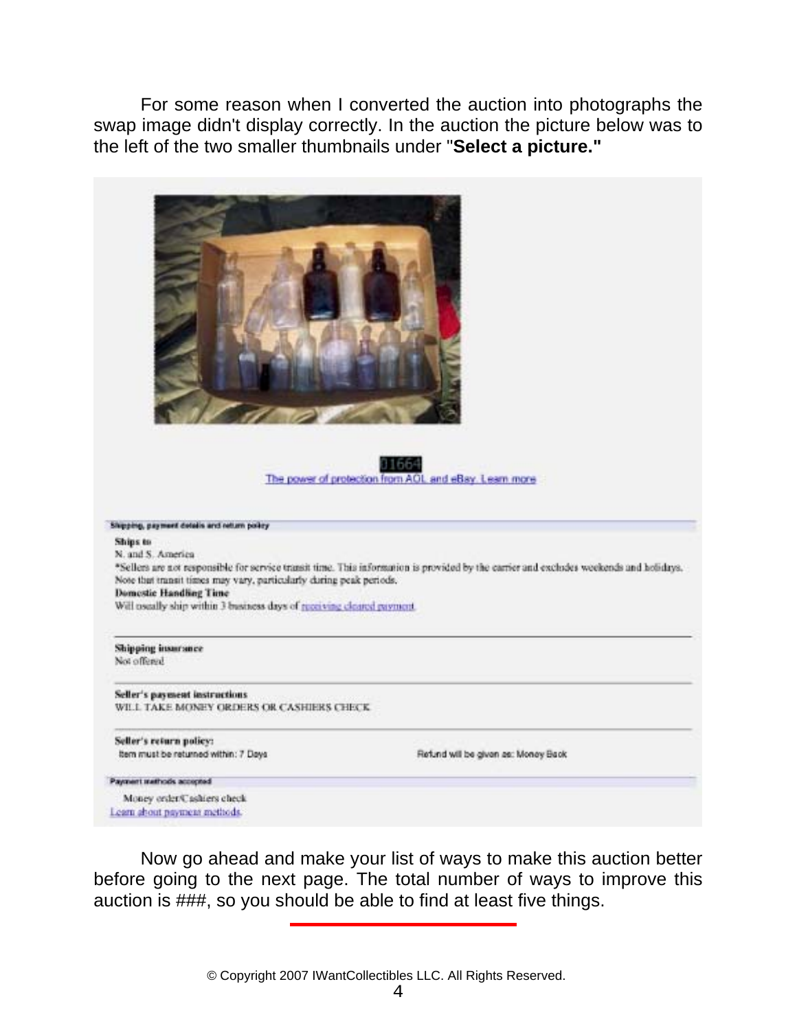For some reason when I converted the auction into photographs the swap image didn't display correctly. In the auction the picture below was to the left of the two smaller thumbnails under "**Select a picture."**

01664

The power of protection from AOL and eBay. Learn more

**Shipping, payment details and return policy**

**Ships to**

N. and S. America

*Sellers are not responsible for service transit time. This information is provided by the carrier and excludes weekends and holidays. Note that transit times may vary, particularly during peak periods.

**Domestic Handling Time**

Will usually ship within 3 business days of receiving cleared payment.

**Shipping insurance**

Not offered

**Seller's payment instructions**

WILL TAKE MONEY ORDERS OR CASHIERS CHECK

**Seller's return policy:**

Item must be returned within: 7 Days

Refund will be given as: Money Back

**Payment methods accepted**

Money order/Cashiers check

Learn about payment methods.

Now go ahead and make your list of ways to make this auction better before going to the next page. The total number of ways to improve this auction is ###, so you should be able to find at least five things.

© Copyright 2007 IWantCollectibles LLC. All Rights Reserved.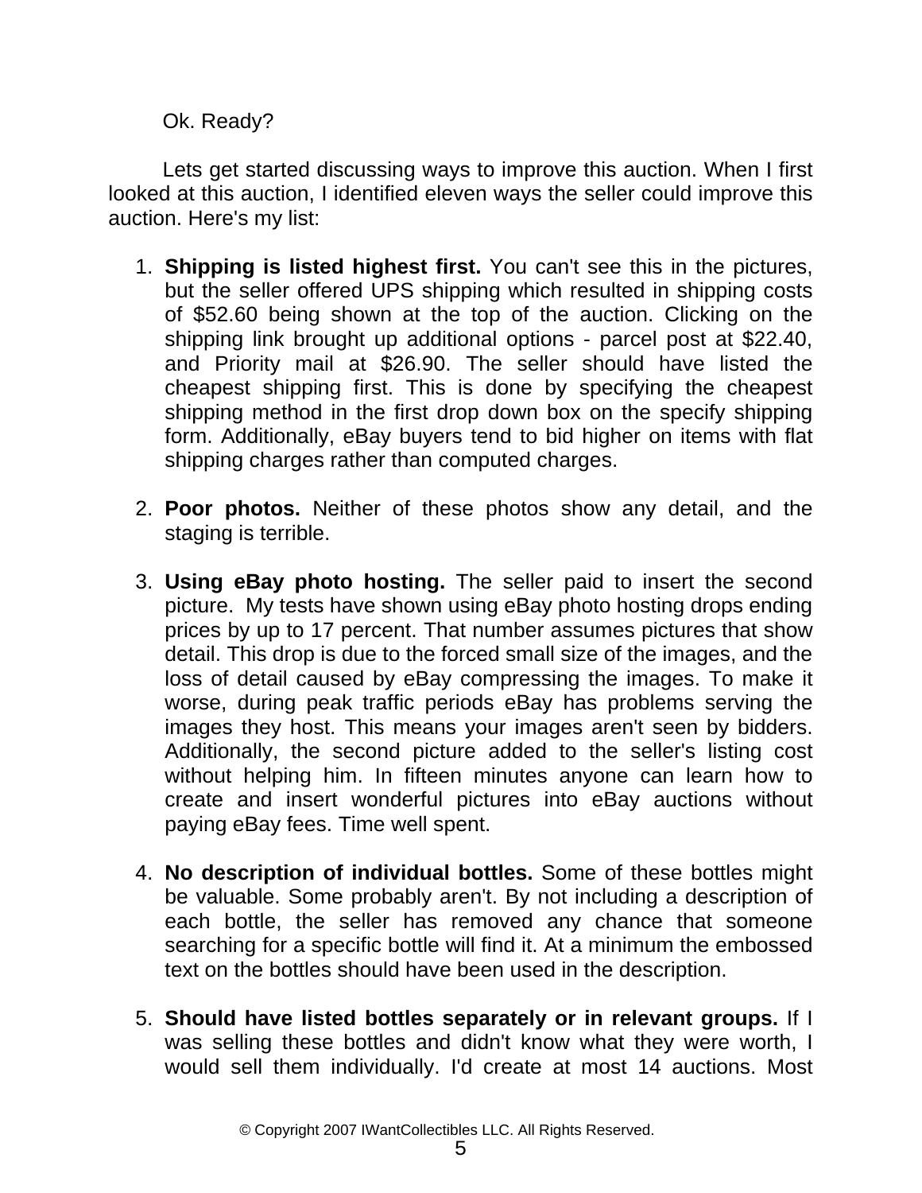Ok. Ready?

Lets get started discussing ways to improve this auction. When I first looked at this auction, I identified eleven ways the seller could improve this auction. Here's my list:

1. **Shipping is listed highest first.** You can't see this in the pictures, but the seller offered UPS shipping which resulted in shipping costs of $52.60 being shown at the top of the auction. Clicking on the shipping link brought up additional options - parcel post at $22.40, and Priority mail at $26.90. The seller should have listed the cheapest shipping first. This is done by specifying the cheapest shipping method in the first drop down box on the specify shipping form. Additionally, eBay buyers tend to bid higher on items with flat shipping charges rather than computed charges.

2. **Poor photos.** Neither of these photos show any detail, and the staging is terrible.

3. **Using eBay photo hosting.** The seller paid to insert the second picture. My tests have shown using eBay photo hosting drops ending prices by up to 17 percent. That number assumes pictures that show detail. This drop is due to the forced small size of the images, and the loss of detail caused by eBay compressing the images. To make it worse, during peak traffic periods eBay has problems serving the images they host. This means your images aren't seen by bidders. Additionally, the second picture added to the seller's listing cost without helping him. In fifteen minutes anyone can learn how to create and insert wonderful pictures into eBay auctions without paying eBay fees. Time well spent.

4. **No description of individual bottles.** Some of these bottles might be valuable. Some probably aren't. By not including a description of each bottle, the seller has removed any chance that someone searching for a specific bottle will find it. At a minimum the embossed text on the bottles should have been used in the description.

5. **Should have listed bottles separately or in relevant groups.** If I was selling these bottles and didn't know what they were worth, I would sell them individually. I'd create at most 14 auctions. Most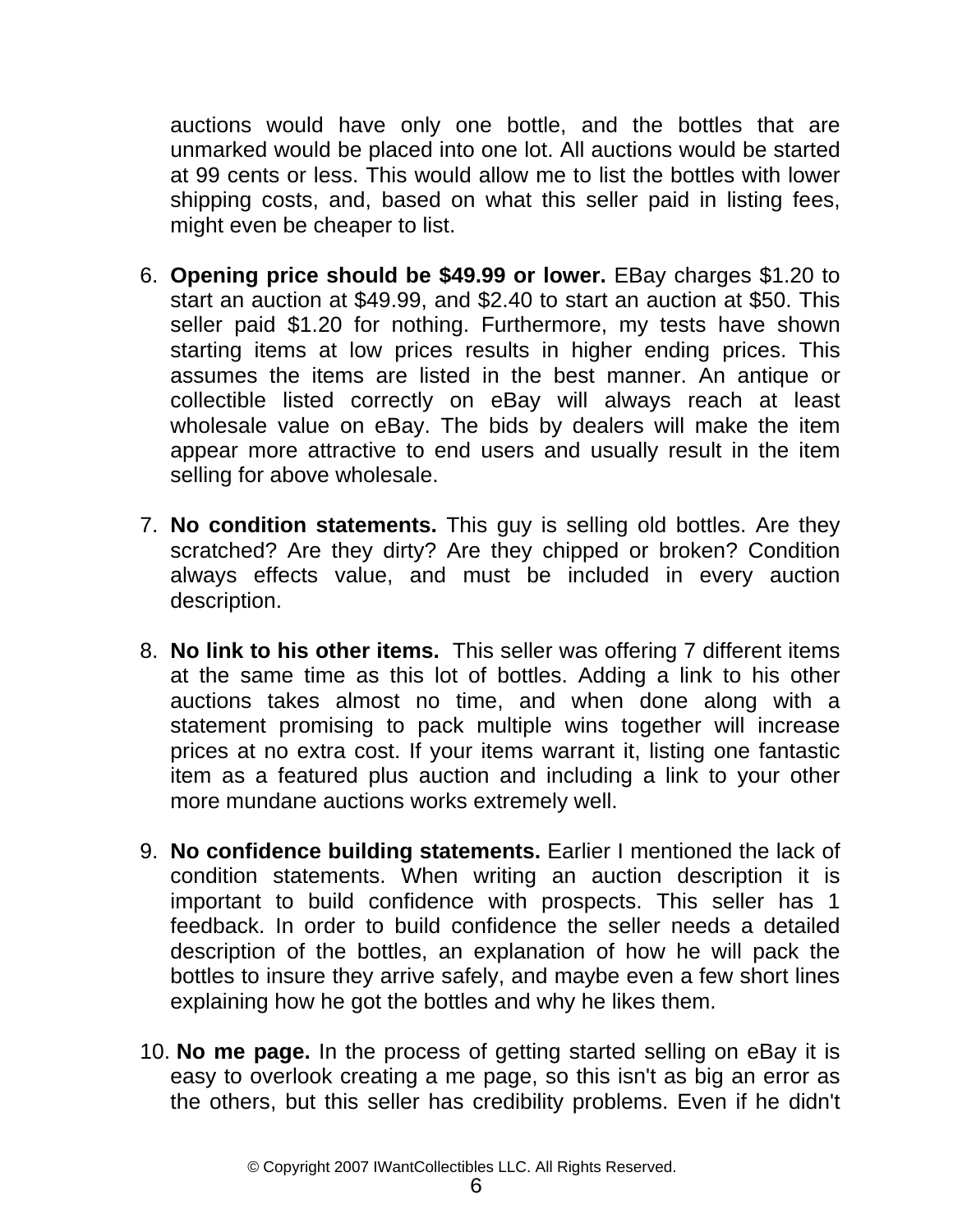auctions would have only one bottle, and the bottles that are unmarked would be placed into one lot. All auctions would be started at 99 cents or less. This would allow me to list the bottles with lower shipping costs, and, based on what this seller paid in listing fees, might even be cheaper to list.

6. **Opening price should be $49.99 or lower.** EBay charges $1.20 to start an auction at $49.99, and $2.40 to start an auction at $50. This seller paid $1.20 for nothing. Furthermore, my tests have shown starting items at low prices results in higher ending prices. This assumes the items are listed in the best manner. An antique or collectible listed correctly on eBay will always reach at least wholesale value on eBay. The bids by dealers will make the item appear more attractive to end users and usually result in the item selling for above wholesale.

7. **No condition statements.** This guy is selling old bottles. Are they scratched? Are they dirty? Are they chipped or broken? Condition always effects value, and must be included in every auction description.

8. **No link to his other items.** This seller was offering 7 different items at the same time as this lot of bottles. Adding a link to his other auctions takes almost no time, and when done along with a statement promising to pack multiple wins together will increase prices at no extra cost. If your items warrant it, listing one fantastic item as a featured plus auction and including a link to your other more mundane auctions works extremely well.

9. **No confidence building statements.** Earlier I mentioned the lack of condition statements. When writing an auction description it is important to build confidence with prospects. This seller has 1 feedback. In order to build confidence the seller needs a detailed description of the bottles, an explanation of how he will pack the bottles to insure they arrive safely, and maybe even a few short lines explaining how he got the bottles and why he likes them.

10. **No me page.** In the process of getting started selling on eBay it is easy to overlook creating a me page, so this isn't as big an error as the others, but this seller has credibility problems. Even if he didn't

© Copyright 2007 IWantCollectibles LLC. All Rights Reserved.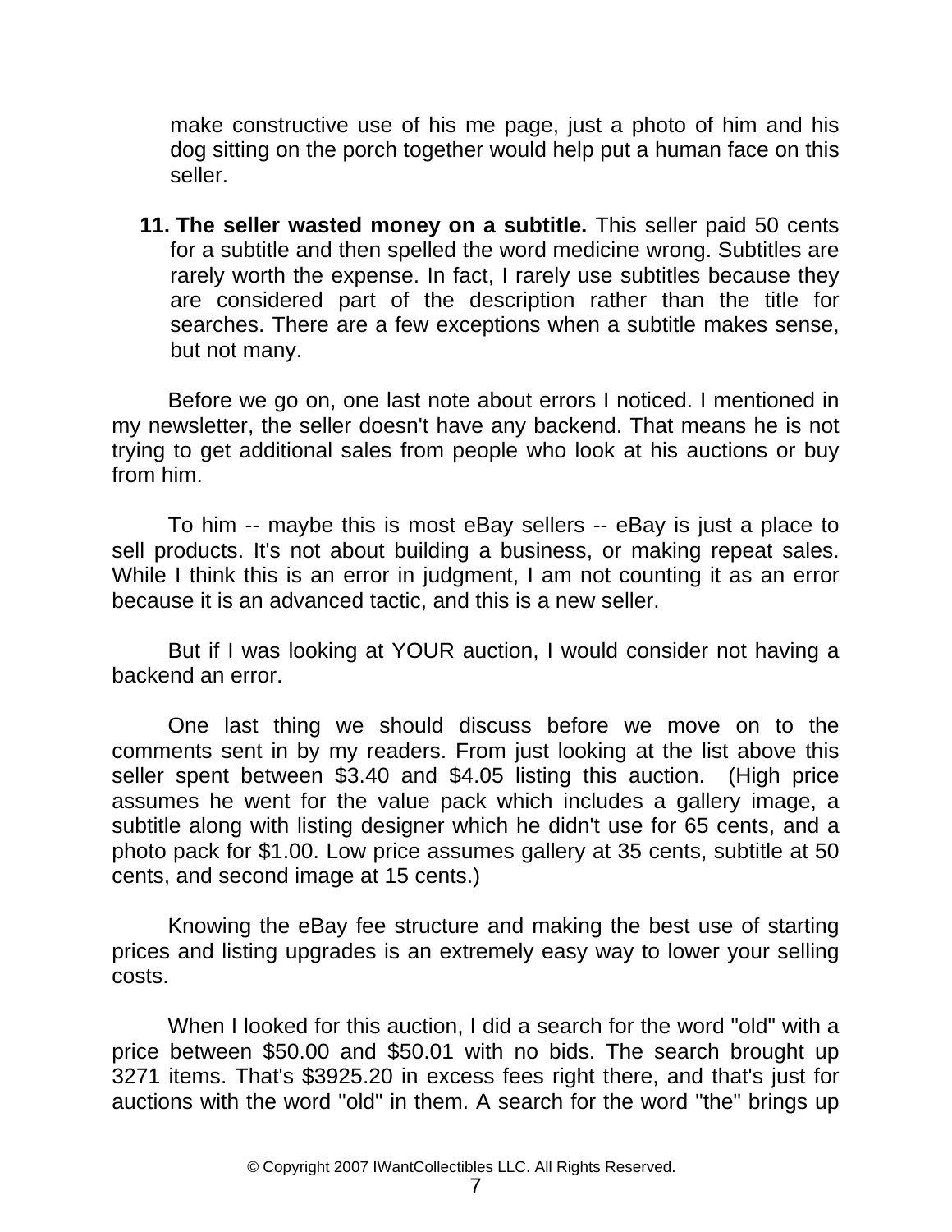make constructive use of his me page, just a photo of him and his dog sitting on the porch together would help put a human face on this seller.

11. **The seller wasted money on a subtitle.** This seller paid 50 cents for a subtitle and then spelled the word medicine wrong. Subtitles are rarely worth the expense. In fact, I rarely use subtitles because they are considered part of the description rather than the title for searches. There are a few exceptions when a subtitle makes sense, but not many.

Before we go on, one last note about errors I noticed. I mentioned in my newsletter, the seller doesn't have any backend. That means he is not trying to get additional sales from people who look at his auctions or buy from him.

To him -- maybe this is most eBay sellers -- eBay is just a place to sell products. It's not about building a business, or making repeat sales. While I think this is an error in judgment, I am not counting it as an error because it is an advanced tactic, and this is a new seller.

But if I was looking at YOUR auction, I would consider not having a backend an error.

One last thing we should discuss before we move on to the comments sent in by my readers. From just looking at the list above this seller spent between $3.40 and $4.05 listing this auction. (High price assumes he went for the value pack which includes a gallery image, a subtitle along with listing designer which he didn't use for 65 cents, and a photo pack for $1.00. Low price assumes gallery at 35 cents, subtitle at 50 cents, and second image at 15 cents.)

Knowing the eBay fee structure and making the best use of starting prices and listing upgrades is an extremely easy way to lower your selling costs.

When I looked for this auction, I did a search for the word "old" with a price between $50.00 and $50.01 with no bids. The search brought up 3271 items. That's $3925.20 in excess fees right there, and that's just for auctions with the word "old" in them. A search for the word "the" brings up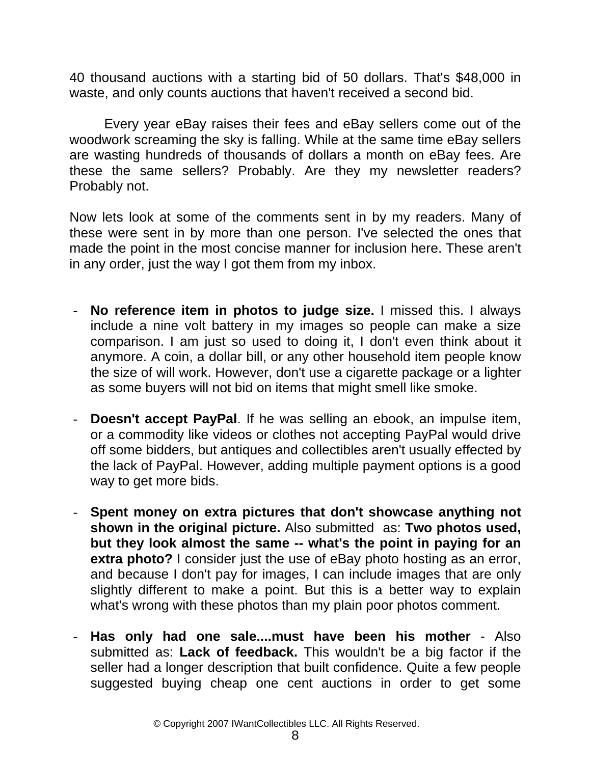40 thousand auctions with a starting bid of 50 dollars. That's $48,000 in waste, and only counts auctions that haven't received a second bid.

Every year eBay raises their fees and eBay sellers come out of the woodwork screaming the sky is falling. While at the same time eBay sellers are wasting hundreds of thousands of dollars a month on eBay fees. Are these the same sellers? Probably. Are they my newsletter readers? Probably not.

Now lets look at some of the comments sent in by my readers. Many of these were sent in by more than one person. I've selected the ones that made the point in the most concise manner for inclusion here. These aren't in any order, just the way I got them from my inbox.

- **No reference item in photos to judge size.** I missed this. I always include a nine volt battery in my images so people can make a size comparison. I am just so used to doing it, I don't even think about it anymore. A coin, a dollar bill, or any other household item people know the size of will work. However, don't use a cigarette package or a lighter as some buyers will not bid on items that might smell like smoke.

- **Doesn't accept PayPal**. If he was selling an ebook, an impulse item, or a commodity like videos or clothes not accepting PayPal would drive off some bidders, but antiques and collectibles aren't usually effected by the lack of PayPal. However, adding multiple payment options is a good way to get more bids.

- **Spent money on extra pictures that don't showcase anything not shown in the original picture.** Also submitted as: **Two photos used, but they look almost the same -- what's the point in paying for an extra photo?** I consider just the use of eBay photo hosting as an error, and because I don't pay for images, I can include images that are only slightly different to make a point. But this is a better way to explain what's wrong with these photos than my plain poor photos comment.

- **Has only had one sale....must have been his mother** - Also submitted as: **Lack of feedback.** This wouldn't be a big factor if the seller had a longer description that built confidence. Quite a few people suggested buying cheap one cent auctions in order to get some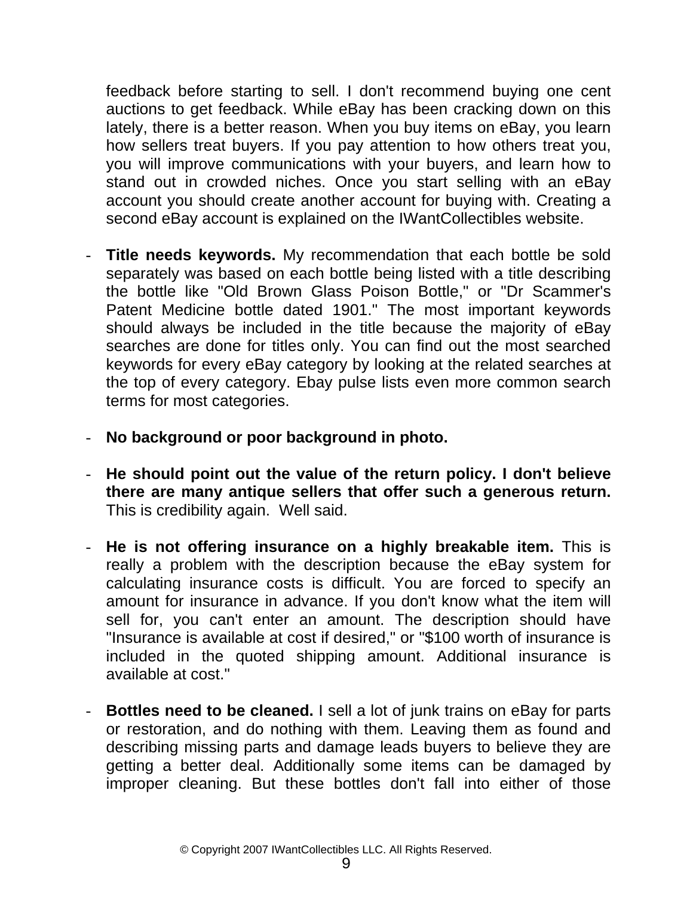feedback before starting to sell. I don't recommend buying one cent auctions to get feedback. While eBay has been cracking down on this lately, there is a better reason. When you buy items on eBay, you learn how sellers treat buyers. If you pay attention to how others treat you, you will improve communications with your buyers, and learn how to stand out in crowded niches. Once you start selling with an eBay account you should create another account for buying with. Creating a second eBay account is explained on the IWantCollectibles website.

- **Title needs keywords.** My recommendation that each bottle be sold separately was based on each bottle being listed with a title describing the bottle like "Old Brown Glass Poison Bottle," or "Dr Scammer's Patent Medicine bottle dated 1901." The most important keywords should always be included in the title because the majority of eBay searches are done for titles only. You can find out the most searched keywords for every eBay category by looking at the related searches at the top of every category. Ebay pulse lists even more common search terms for most categories.

- **No background or poor background in photo.**

- **He should point out the value of the return policy. I don't believe there are many antique sellers that offer such a generous return.** This is credibility again. Well said.

- **He is not offering insurance on a highly breakable item.** This is really a problem with the description because the eBay system for calculating insurance costs is difficult. You are forced to specify an amount for insurance in advance. If you don't know what the item will sell for, you can't enter an amount. The description should have "Insurance is available at cost if desired," or "$100 worth of insurance is included in the quoted shipping amount. Additional insurance is available at cost."

- **Bottles need to be cleaned.** I sell a lot of junk trains on eBay for parts or restoration, and do nothing with them. Leaving them as found and describing missing parts and damage leads buyers to believe they are getting a better deal. Additionally some items can be damaged by improper cleaning. But these bottles don't fall into either of those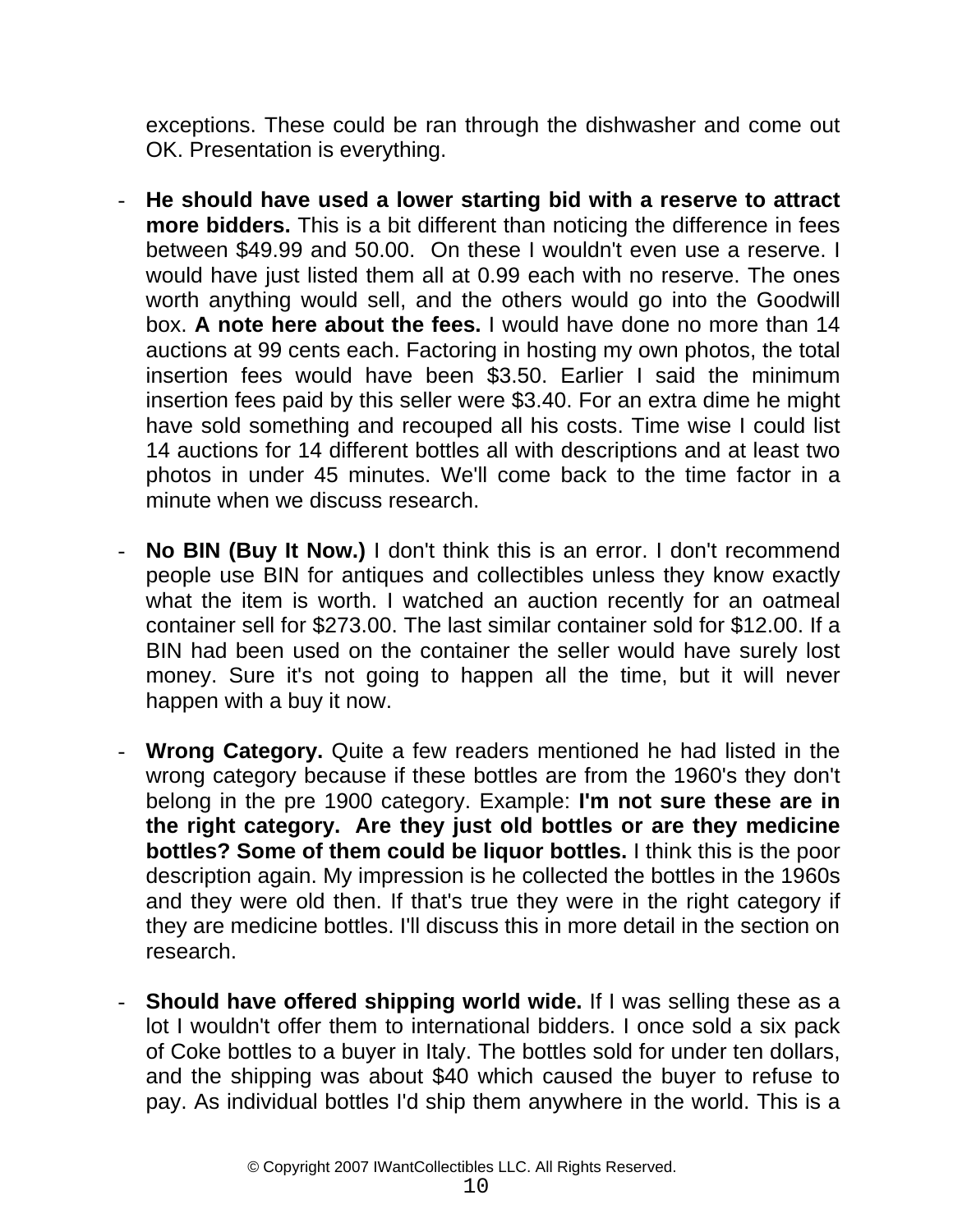exceptions. These could be ran through the dishwasher and come out OK. Presentation is everything.

- **He should have used a lower starting bid with a reserve to attract more bidders.** This is a bit different than noticing the difference in fees between $49.99 and 50.00. On these I wouldn't even use a reserve. I would have just listed them all at 0.99 each with no reserve. The ones worth anything would sell, and the others would go into the Goodwill box. **A note here about the fees.** I would have done no more than 14 auctions at 99 cents each. Factoring in hosting my own photos, the total insertion fees would have been $3.50. Earlier I said the minimum insertion fees paid by this seller were $3.40. For an extra dime he might have sold something and recouped all his costs. Time wise I could list 14 auctions for 14 different bottles all with descriptions and at least two photos in under 45 minutes. We'll come back to the time factor in a minute when we discuss research.

- **No BIN (Buy It Now.)** I don't think this is an error. I don't recommend people use BIN for antiques and collectibles unless they know exactly what the item is worth. I watched an auction recently for an oatmeal container sell for $273.00. The last similar container sold for $12.00. If a BIN had been used on the container the seller would have surely lost money. Sure it's not going to happen all the time, but it will never happen with a buy it now.

- **Wrong Category.** Quite a few readers mentioned he had listed in the wrong category because if these bottles are from the 1960's they don't belong in the pre 1900 category. Example: **I'm not sure these are in the right category. Are they just old bottles or are they medicine bottles? Some of them could be liquor bottles.** I think this is the poor description again. My impression is he collected the bottles in the 1960s and they were old then. If that's true they were in the right category if they are medicine bottles. I'll discuss this in more detail in the section on research.

- **Should have offered shipping world wide.** If I was selling these as a lot I wouldn't offer them to international bidders. I once sold a six pack of Coke bottles to a buyer in Italy. The bottles sold for under ten dollars, and the shipping was about $40 which caused the buyer to refuse to pay. As individual bottles I'd ship them anywhere in the world. This is a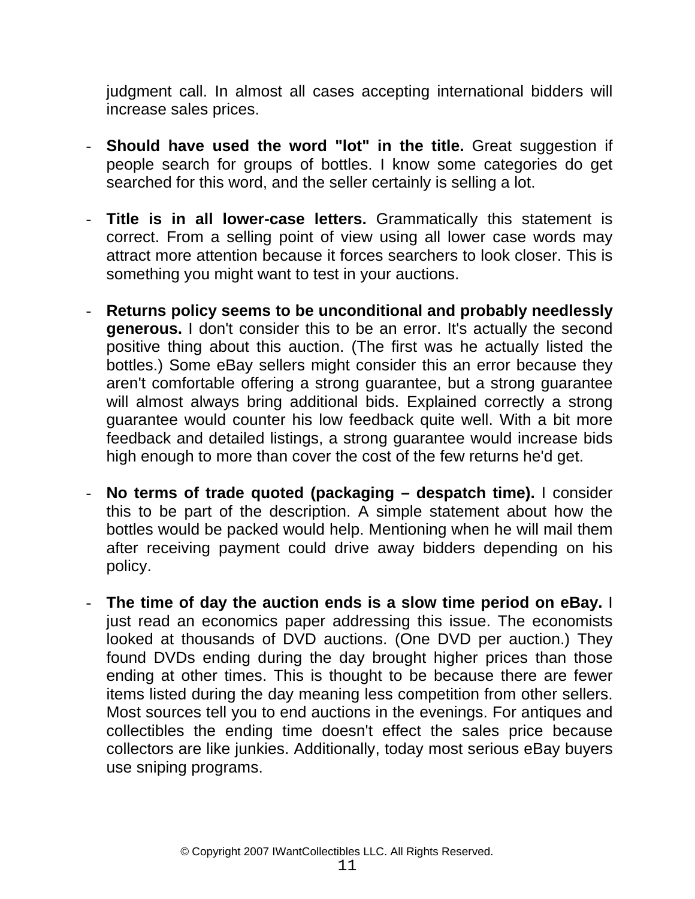judgment call. In almost all cases accepting international bidders will increase sales prices.

- **Should have used the word "lot" in the title.** Great suggestion if people search for groups of bottles. I know some categories do get searched for this word, and the seller certainly is selling a lot.

- **Title is in all lower-case letters.** Grammatically this statement is correct. From a selling point of view using all lower case words may attract more attention because it forces searchers to look closer. This is something you might want to test in your auctions.

- **Returns policy seems to be unconditional and probably needlessly generous.** I don't consider this to be an error. It's actually the second positive thing about this auction. (The first was he actually listed the bottles.) Some eBay sellers might consider this an error because they aren't comfortable offering a strong guarantee, but a strong guarantee will almost always bring additional bids. Explained correctly a strong guarantee would counter his low feedback quite well. With a bit more feedback and detailed listings, a strong guarantee would increase bids high enough to more than cover the cost of the few returns he'd get.

- **No terms of trade quoted (packaging – despatch time).** I consider this to be part of the description. A simple statement about how the bottles would be packed would help. Mentioning when he will mail them after receiving payment could drive away bidders depending on his policy.

- **The time of day the auction ends is a slow time period on eBay.** I just read an economics paper addressing this issue. The economists looked at thousands of DVD auctions. (One DVD per auction.) They found DVDs ending during the day brought higher prices than those ending at other times. This is thought to be because there are fewer items listed during the day meaning less competition from other sellers. Most sources tell you to end auctions in the evenings. For antiques and collectibles the ending time doesn't effect the sales price because collectors are like junkies. Additionally, today most serious eBay buyers use sniping programs.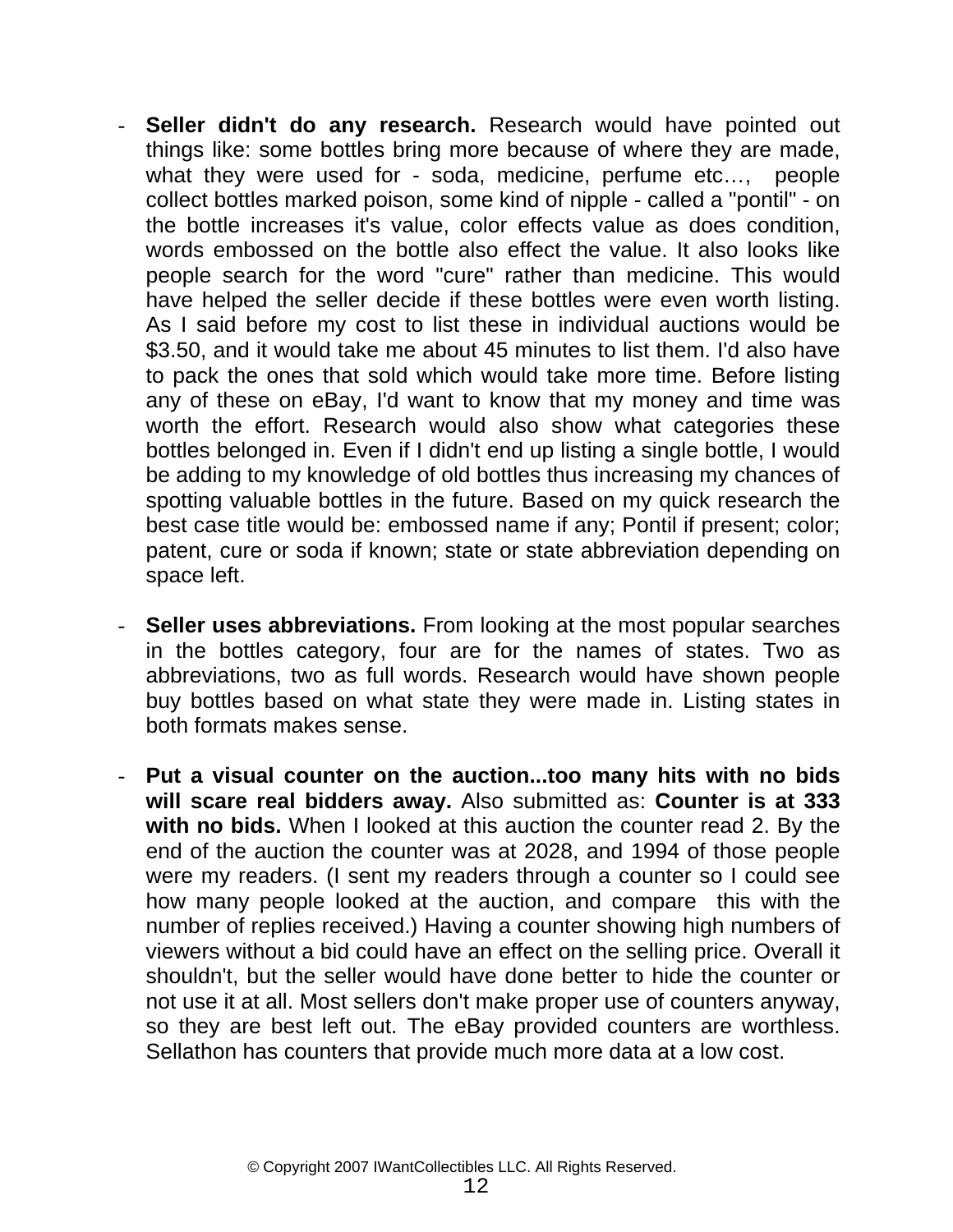- **Seller didn't do any research.** Research would have pointed out things like: some bottles bring more because of where they are made, what they were used for - soda, medicine, perfume etc…, people collect bottles marked poison, some kind of nipple - called a "pontil" - on the bottle increases it's value, color effects value as does condition, words embossed on the bottle also effect the value. It also looks like people search for the word "cure" rather than medicine. This would have helped the seller decide if these bottles were even worth listing. As I said before my cost to list these in individual auctions would be $3.50, and it would take me about 45 minutes to list them. I'd also have to pack the ones that sold which would take more time. Before listing any of these on eBay, I'd want to know that my money and time was worth the effort. Research would also show what categories these bottles belonged in. Even if I didn't end up listing a single bottle, I would be adding to my knowledge of old bottles thus increasing my chances of spotting valuable bottles in the future. Based on my quick research the best case title would be: embossed name if any; Pontil if present; color; patent, cure or soda if known; state or state abbreviation depending on space left.

- **Seller uses abbreviations.** From looking at the most popular searches in the bottles category, four are for the names of states. Two as abbreviations, two as full words. Research would have shown people buy bottles based on what state they were made in. Listing states in both formats makes sense.

- **Put a visual counter on the auction...too many hits with no bids will scare real bidders away.** Also submitted as: **Counter is at 333 with no bids.** When I looked at this auction the counter read 2. By the end of the auction the counter was at 2028, and 1994 of those people were my readers. (I sent my readers through a counter so I could see how many people looked at the auction, and compare this with the number of replies received.) Having a counter showing high numbers of viewers without a bid could have an effect on the selling price. Overall it shouldn't, but the seller would have done better to hide the counter or not use it at all. Most sellers don't make proper use of counters anyway, so they are best left out. The eBay provided counters are worthless. Sellathon has counters that provide much more data at a low cost.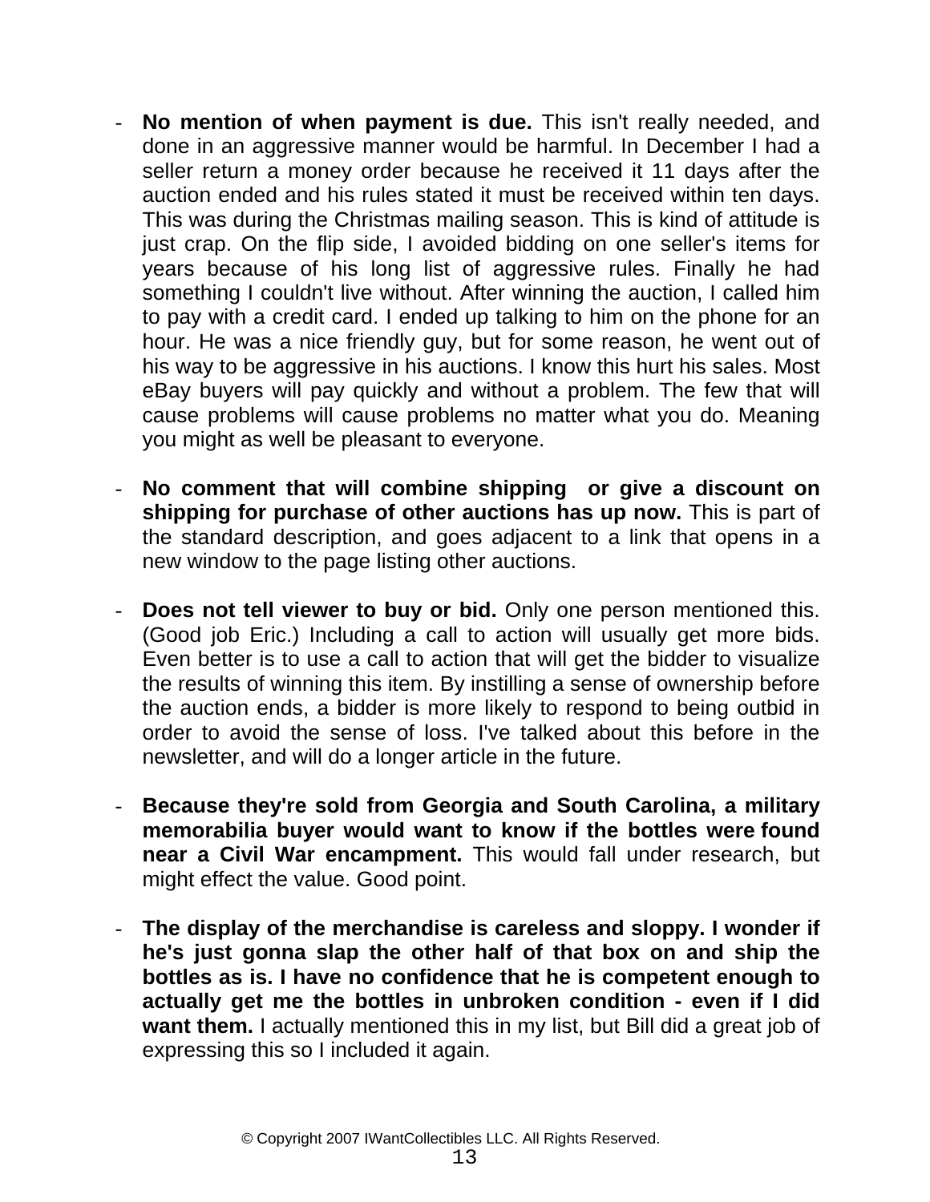- **No mention of when payment is due.** This isn't really needed, and done in an aggressive manner would be harmful. In December I had a seller return a money order because he received it 11 days after the auction ended and his rules stated it must be received within ten days. This was during the Christmas mailing season. This is kind of attitude is just crap. On the flip side, I avoided bidding on one seller's items for years because of his long list of aggressive rules. Finally he had something I couldn't live without. After winning the auction, I called him to pay with a credit card. I ended up talking to him on the phone for an hour. He was a nice friendly guy, but for some reason, he went out of his way to be aggressive in his auctions. I know this hurt his sales. Most eBay buyers will pay quickly and without a problem. The few that will cause problems will cause problems no matter what you do. Meaning you might as well be pleasant to everyone.

- **No comment that will combine shipping or give a discount on shipping for purchase of other auctions has up now.** This is part of the standard description, and goes adjacent to a link that opens in a new window to the page listing other auctions.

- **Does not tell viewer to buy or bid.** Only one person mentioned this. (Good job Eric.) Including a call to action will usually get more bids. Even better is to use a call to action that will get the bidder to visualize the results of winning this item. By instilling a sense of ownership before the auction ends, a bidder is more likely to respond to being outbid in order to avoid the sense of loss. I've talked about this before in the newsletter, and will do a longer article in the future.

- **Because they're sold from Georgia and South Carolina, a military memorabilia buyer would want to know if the bottles were found near a Civil War encampment.** This would fall under research, but might effect the value. Good point.

- **The display of the merchandise is careless and sloppy. I wonder if he's just gonna slap the other half of that box on and ship the bottles as is. I have no confidence that he is competent enough to actually get me the bottles in unbroken condition - even if I did want them.** I actually mentioned this in my list, but Bill did a great job of expressing this so I included it again.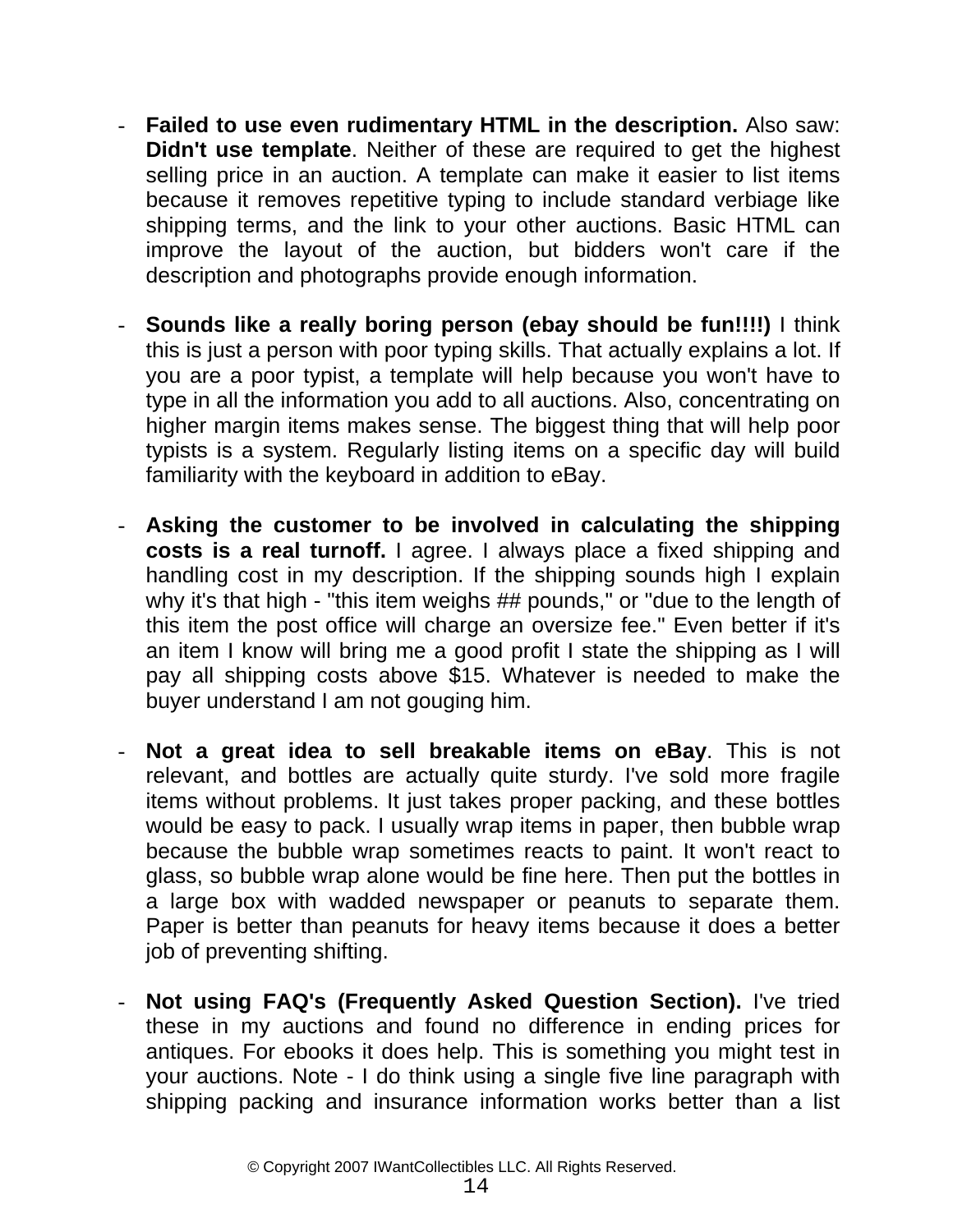- **Failed to use even rudimentary HTML in the description.** Also saw: **Didn't use template**. Neither of these are required to get the highest selling price in an auction. A template can make it easier to list items because it removes repetitive typing to include standard verbiage like shipping terms, and the link to your other auctions. Basic HTML can improve the layout of the auction, but bidders won't care if the description and photographs provide enough information.

- **Sounds like a really boring person (ebay should be fun!!!!)** I think this is just a person with poor typing skills. That actually explains a lot. If you are a poor typist, a template will help because you won't have to type in all the information you add to all auctions. Also, concentrating on higher margin items makes sense. The biggest thing that will help poor typists is a system. Regularly listing items on a specific day will build familiarity with the keyboard in addition to eBay.

- **Asking the customer to be involved in calculating the shipping costs is a real turnoff.** I agree. I always place a fixed shipping and handling cost in my description. If the shipping sounds high I explain why it's that high - "this item weighs ## pounds," or "due to the length of this item the post office will charge an oversize fee." Even better if it's an item I know will bring me a good profit I state the shipping as I will pay all shipping costs above $15. Whatever is needed to make the buyer understand I am not gouging him.

- **Not a great idea to sell breakable items on eBay**. This is not relevant, and bottles are actually quite sturdy. I've sold more fragile items without problems. It just takes proper packing, and these bottles would be easy to pack. I usually wrap items in paper, then bubble wrap because the bubble wrap sometimes reacts to paint. It won't react to glass, so bubble wrap alone would be fine here. Then put the bottles in a large box with wadded newspaper or peanuts to separate them. Paper is better than peanuts for heavy items because it does a better job of preventing shifting.

- **Not using FAQ's (Frequently Asked Question Section).** I've tried these in my auctions and found no difference in ending prices for antiques. For ebooks it does help. This is something you might test in your auctions. Note - I do think using a single five line paragraph with shipping packing and insurance information works better than a list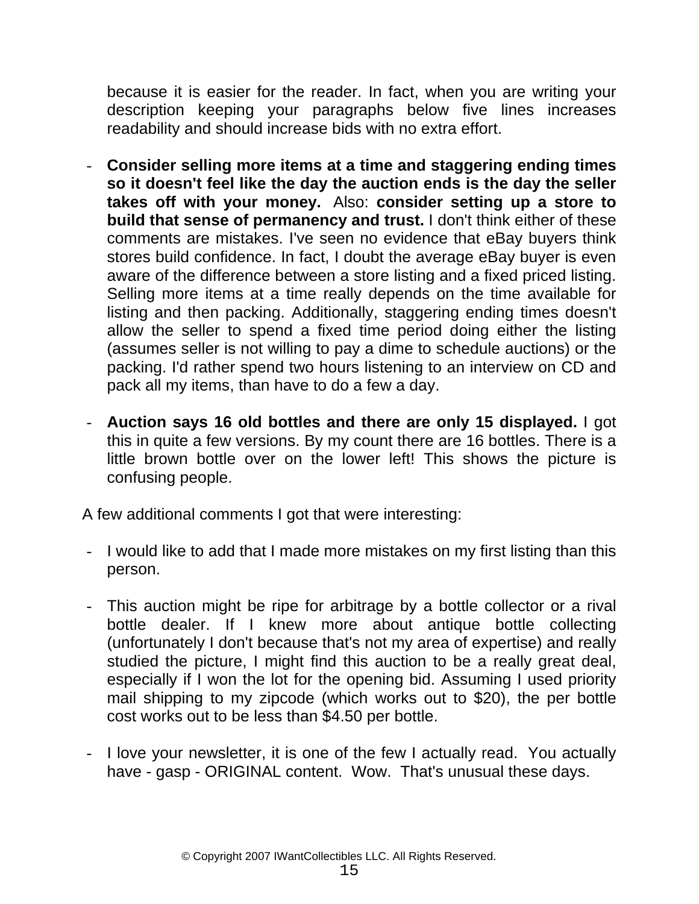because it is easier for the reader. In fact, when you are writing your description keeping your paragraphs below five lines increases readability and should increase bids with no extra effort.

- **Consider selling more items at a time and staggering ending times so it doesn't feel like the day the auction ends is the day the seller takes off with your money.** Also: **consider setting up a store to build that sense of permanency and trust.** I don't think either of these comments are mistakes. I've seen no evidence that eBay buyers think stores build confidence. In fact, I doubt the average eBay buyer is even aware of the difference between a store listing and a fixed priced listing. Selling more items at a time really depends on the time available for listing and then packing. Additionally, staggering ending times doesn't allow the seller to spend a fixed time period doing either the listing (assumes seller is not willing to pay a dime to schedule auctions) or the packing. I'd rather spend two hours listening to an interview on CD and pack all my items, than have to do a few a day.

- **Auction says 16 old bottles and there are only 15 displayed.** I got this in quite a few versions. By my count there are 16 bottles. There is a little brown bottle over on the lower left! This shows the picture is confusing people.

A few additional comments I got that were interesting:

- I would like to add that I made more mistakes on my first listing than this person.

- This auction might be ripe for arbitrage by a bottle collector or a rival bottle dealer. If I knew more about antique bottle collecting (unfortunately I don't because that's not my area of expertise) and really studied the picture, I might find this auction to be a really great deal, especially if I won the lot for the opening bid. Assuming I used priority mail shipping to my zipcode (which works out to $20), the per bottle cost works out to be less than $4.50 per bottle.

- I love your newsletter, it is one of the few I actually read. You actually have - gasp - ORIGINAL content. Wow. That's unusual these days.

© Copyright 2007 IWantCollectibles LLC. All Rights Reserved.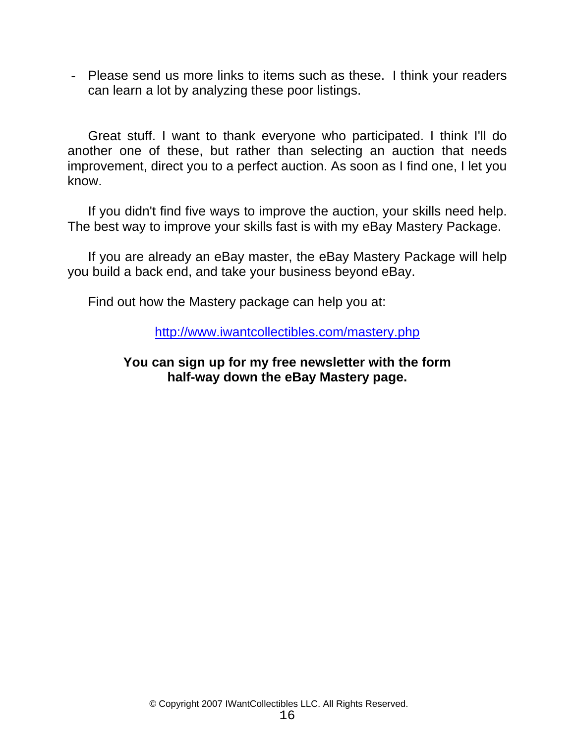- Please send us more links to items such as these. I think your readers can learn a lot by analyzing these poor listings.

Great stuff. I want to thank everyone who participated. I think I'll do another one of these, but rather than selecting an auction that needs improvement, direct you to a perfect auction. As soon as I find one, I let you know.

If you didn't find five ways to improve the auction, your skills need help. The best way to improve your skills fast is with my eBay Mastery Package.

If you are already an eBay master, the eBay Mastery Package will help you build a back end, and take your business beyond eBay.

Find out how the Mastery package can help you at:

http://www.iwantcollectibles.com/mastery.php

**You can sign up for my free newsletter with the form half-way down the eBay Mastery page.**

© Copyright 2007 IWantCollectibles LLC. All Rights Reserved.